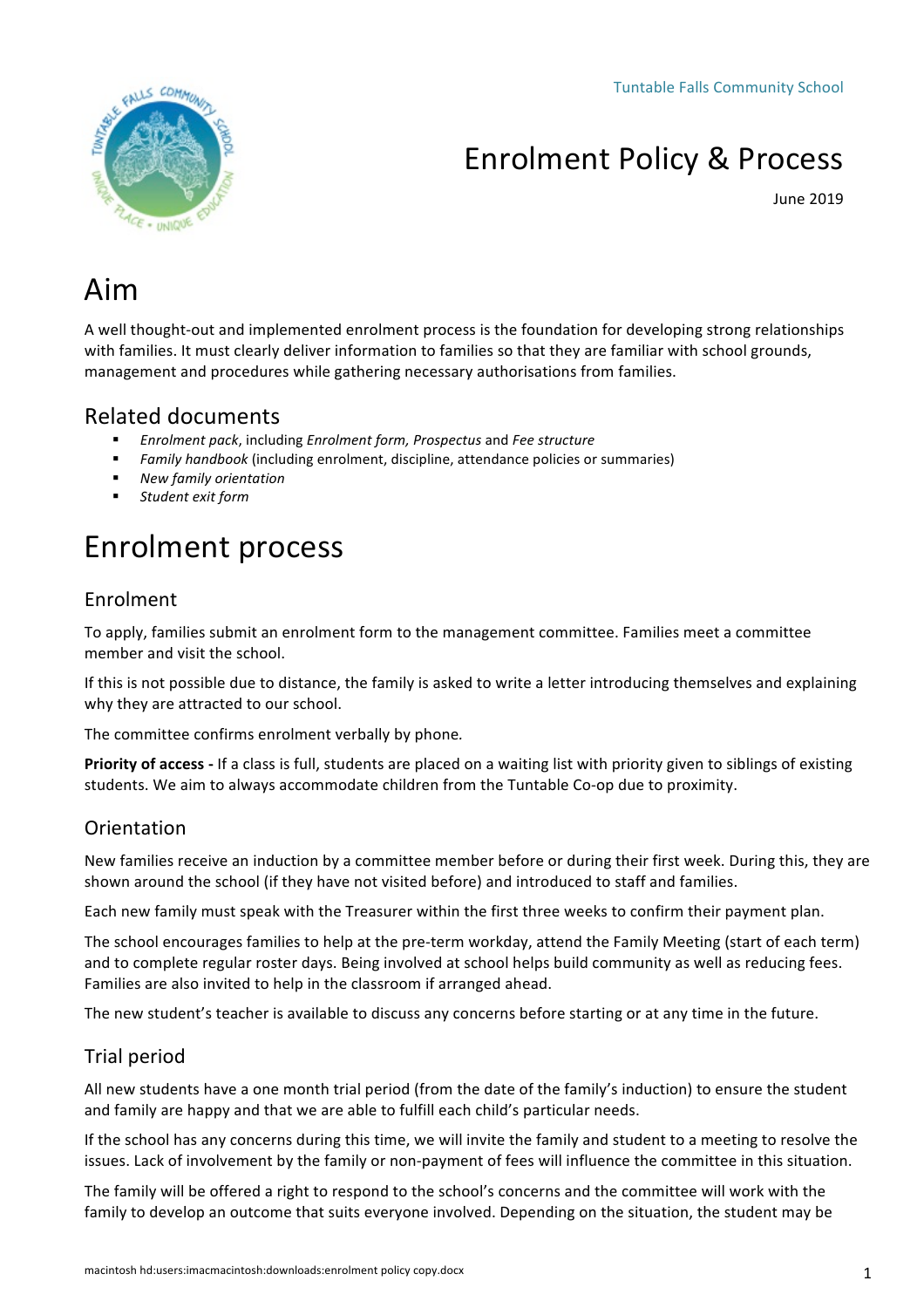Tuntable Falls Community School

# Enrolment Policy & Process

June 2019

# Aim

A well thought-out and implemented enrolment process is the foundation for developing strong relationships with families. It must clearly deliver information to families so that they are familiar with school grounds, management and procedures while gathering necessary authorisations from families.

## Related documents

- *Enrolment pack*, including *Enrolment form, Prospectus* and *Fee structure*
- *Family handbook* (including enrolment, discipline, attendance policies or summaries)
- *New family orientation*
- *Student exit form*

# Enrolment process

## Enrolment

To apply, families submit an enrolment form to the management committee. Families meet a committee member and visit the school.

If this is not possible due to distance, the family is asked to write a letter introducing themselves and explaining why they are attracted to our school.

The committee confirms enrolment verbally by phone*.*

**Priority of access -** If a class is full, students are placed on a waiting list with priority given to siblings of existing students. We aim to always accommodate children from the Tuntable Co-op due to proximity.

## Orientation

New families receive an induction by a committee member before or during their first week. During this, they are shown around the school (if they have not visited before) and introduced to staff and families.

Each new family must speak with the Treasurer within the first three weeks to confirm their payment plan.

The school encourages families to help at the pre-term workday, attend the Family Meeting (start of each term) and to complete regular roster days. Being involved at school helps build community as well as reducing fees. Families are also invited to help in the classroom if arranged ahead.

The new student's teacher is available to discuss any concerns before starting or at any time in the future.

## Trial period

All new students have a one month trial period (from the date of the family's induction) to ensure the student and family are happy and that we are able to fulfill each child's particular needs.

If the school has any concerns during this time, we will invite the family and student to a meeting to resolve the issues. Lack of involvement by the family or non-payment of fees will influence the committee in this situation.

The family will be offered a right to respond to the school's concerns and the committee will work with the family to develop an outcome that suits everyone involved. Depending on the situation, the student may be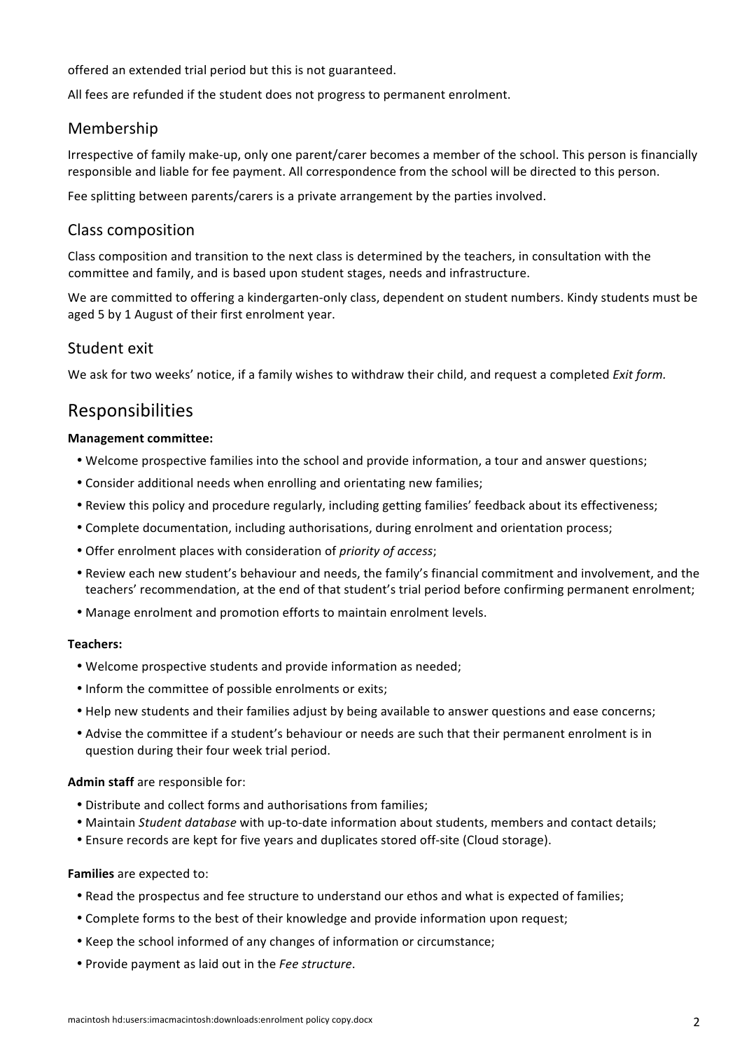offered an extended trial period but this is not guaranteed.

All fees are refunded if the student does not progress to permanent enrolment.

### Membership

Irrespective of family make-up, only one parent/carer becomes a member of the school. This person is financially responsible and liable for fee payment. All correspondence from the school will be directed to this person.

Fee splitting between parents/carers is a private arrangement by the parties involved.

### Class composition

Class composition and transition to the next class is determined by the teachers, in consultation with the committee and family, and is based upon student stages, needs and infrastructure.

We are committed to offering a kindergarten-only class, dependent on student numbers. Kindy students must be aged 5 by 1 August of their first enrolment year.

### Student exit

We ask for two weeks' notice, if a family wishes to withdraw their child, and request a completed *Exit form.*

## Responsibilities

**Management committee:**

- Welcome prospective families into the school and provide information, a tour and answer questions;
- Consider additional needs when enrolling and orientating new families;
- Review this policy and procedure regularly, including getting families' feedback about its effectiveness;
- Complete documentation, including authorisations, during enrolment and orientation process;
- Offer enrolment places with consideration of *priority of access*;
- Review each new student's behaviour and needs, the family's financial commitment and involvement, and the teachers' recommendation, at the end of that student's trial period before confirming permanent enrolment;
- Manage enrolment and promotion efforts to maintain enrolment levels.

**Teachers:**

- Welcome prospective students and provide information as needed;
- Inform the committee of possible enrolments or exits;
- Help new students and their families adjust by being available to answer questions and ease concerns;
- Advise the committee if a student's behaviour or needs are such that their permanent enrolment is in question during their four week trial period.

**Admin staff** are responsible for:

- Distribute and collect forms and authorisations from families;
- Maintain *Student database* with up-to-date information about students, members and contact details;
- Ensure records are kept for five years and duplicates stored off-site (Cloud storage).

**Families** are expected to:

- Read the prospectus and fee structure to understand our ethos and what is expected of families;
- Complete forms to the best of their knowledge and provide information upon request;
- Keep the school informed of any changes of information or circumstance;
- Provide payment as laid out in the *Fee structure*.